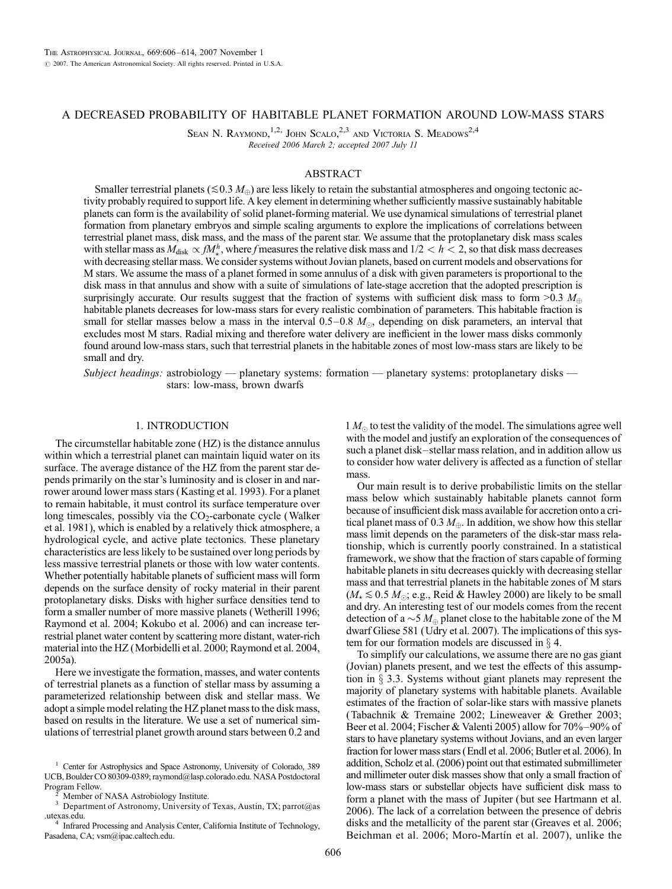# A DECREASED PROBABILITY OF HABITABLE PLANET FORMATION AROUND LOW-MASS STARS

Sean N. Raymond,[1,2] John Scalo,[2,3] and Victoria S. Meadows[2,4]

*Received 2006 March 2; accepted 2007 July 11*

## ABSTRACT

Smaller terrestrial planets ($\lesssim 0.3\ M_\oplus$) are less likely to retain the substantial atmospheres and ongoing tectonic activity probably required to support life. A key element in determining whether sufficiently massive sustainably habitable planets can form is the availability of solid planet-forming material. We use dynamical simulations of terrestrial planet formation from planetary embryos and simple scaling arguments to explore the implications of correlations between terrestrial planet mass, disk mass, and the mass of the parent star. We assume that the protoplanetary disk mass scales with stellar mass as $M_{\rm disk} \propto f M_\star^h$, where $f$ measures the relative disk mass and $1/2 < h < 2$, so that disk mass decreases with decreasing stellar mass. We consider systems without Jovian planets, based on current models and observations for M stars. We assume the mass of a planet formed in some annulus of a disk with given parameters is proportional to the disk mass in that annulus and show with a suite of simulations of late-stage accretion that the adopted prescription is surprisingly accurate. Our results suggest that the fraction of systems with sufficient disk mass to form $>0.3\ M_\oplus$ habitable planets decreases for low-mass stars for every realistic combination of parameters. This habitable fraction is small for stellar masses below a mass in the interval 0.5–0.8 $M_\odot$, depending on disk parameters, an interval that excludes most M stars. Radial mixing and therefore water delivery are inefficient in the lower mass disks commonly found around low-mass stars, such that terrestrial planets in the habitable zones of most low-mass stars are likely to be small and dry.

*Subject headings:* astrobiology — planetary systems: formation — planetary systems: protoplanetary disks — stars: low-mass, brown dwarfs

## 1. INTRODUCTION

The circumstellar habitable zone (HZ) is the distance annulus within which a terrestrial planet can maintain liquid water on its surface. The average distance of the HZ from the parent star depends primarily on the star's luminosity and is closer in and narrower around lower mass stars (Kasting et al. 1993). For a planet to remain habitable, it must control its surface temperature over long timescales, possibly via the $CO_2$-carbonate cycle (Walker et al. 1981), which is enabled by a relatively thick atmosphere, a hydrological cycle, and active plate tectonics. These planetary characteristics are less likely to be sustained over long periods by less massive terrestrial planets or those with low water contents. Whether potentially habitable planets of sufficient mass will form depends on the surface density of rocky material in their parent protoplanetary disks. Disks with higher surface densities tend to form a smaller number of more massive planets (Wetherill 1996; Raymond et al. 2004; Kokubo et al. 2006) and can increase terrestrial planet water content by scattering more distant, water-rich material into the HZ (Morbidelli et al. 2000; Raymond et al. 2004, 2005a).

Here we investigate the formation, masses, and water contents of terrestrial planets as a function of stellar mass by assuming a parameterized relationship between disk and stellar mass. We adopt a simple model relating the HZ planet mass to the disk mass, based on results in the literature. We use a set of numerical simulations of terrestrial planet growth around stars between 0.2 and 1 $M_\odot$ to test the validity of the model. The simulations agree well with the model and justify an exploration of the consequences of such a planet disk–stellar mass relation, and in addition allow us to consider how water delivery is affected as a function of stellar mass.

Our main result is to derive probabilistic limits on the stellar mass below which sustainably habitable planets cannot form because of insufficient disk mass available for accretion onto a critical planet mass of 0.3 $M_\oplus$. In addition, we show how this stellar mass limit depends on the parameters of the disk-star mass relationship, which is currently poorly constrained. In a statistical framework, we show that the fraction of stars capable of forming habitable planets in situ decreases quickly with decreasing stellar mass and that terrestrial planets in the habitable zones of M stars ($M_\star \lesssim 0.5\ M_\odot$; e.g., Reid & Hawley 2000) are likely to be small and dry. An interesting test of our models comes from the recent detection of a $\sim 5\ M_\oplus$ planet close to the habitable zone of the M dwarf Gliese 581 (Udry et al. 2007). The implications of this system for our formation models are discussed in § 4.

To simplify our calculations, we assume there are no gas giant (Jovian) planets present, and we test the effects of this assumption in § 3.3. Systems without giant planets may represent the majority of planetary systems with habitable planets. Available estimates of the fraction of solar-like stars with massive planets (Tabachnik & Tremaine 2002; Lineweaver & Grether 2003; Beer et al. 2004; Fischer & Valenti 2005) allow for 70%–90% of stars to have planetary systems without Jovians, and an even larger fraction for lower mass stars (Endl et al. 2006; Butler et al. 2006). In addition, Scholz et al. (2006) point out that estimated submillimeter and millimeter outer disk masses show that only a small fraction of low-mass stars or substellar objects have sufficient disk mass to form a planet with the mass of Jupiter (but see Hartmann et al. 2006). The lack of a correlation between the presence of debris disks and the metallicity of the parent star (Greaves et al. 2006; Beichman et al. 2006; Moro-Martín et al. 2007), unlike the

---

[1] Center for Astrophysics and Space Astronomy, University of Colorado, 389 UCB, Boulder CO 80309-0389; raymond@lasp.colorado.edu. NASA Postdoctoral Program Fellow.

[2] Member of NASA Astrobiology Institute.

[3] Department of Astronomy, University of Texas, Austin, TX; parrot@as.utexas.edu.

[4] Infrared Processing and Analysis Center, California Institute of Technology, Pasadena, CA; vsm@ipac.caltech.edu.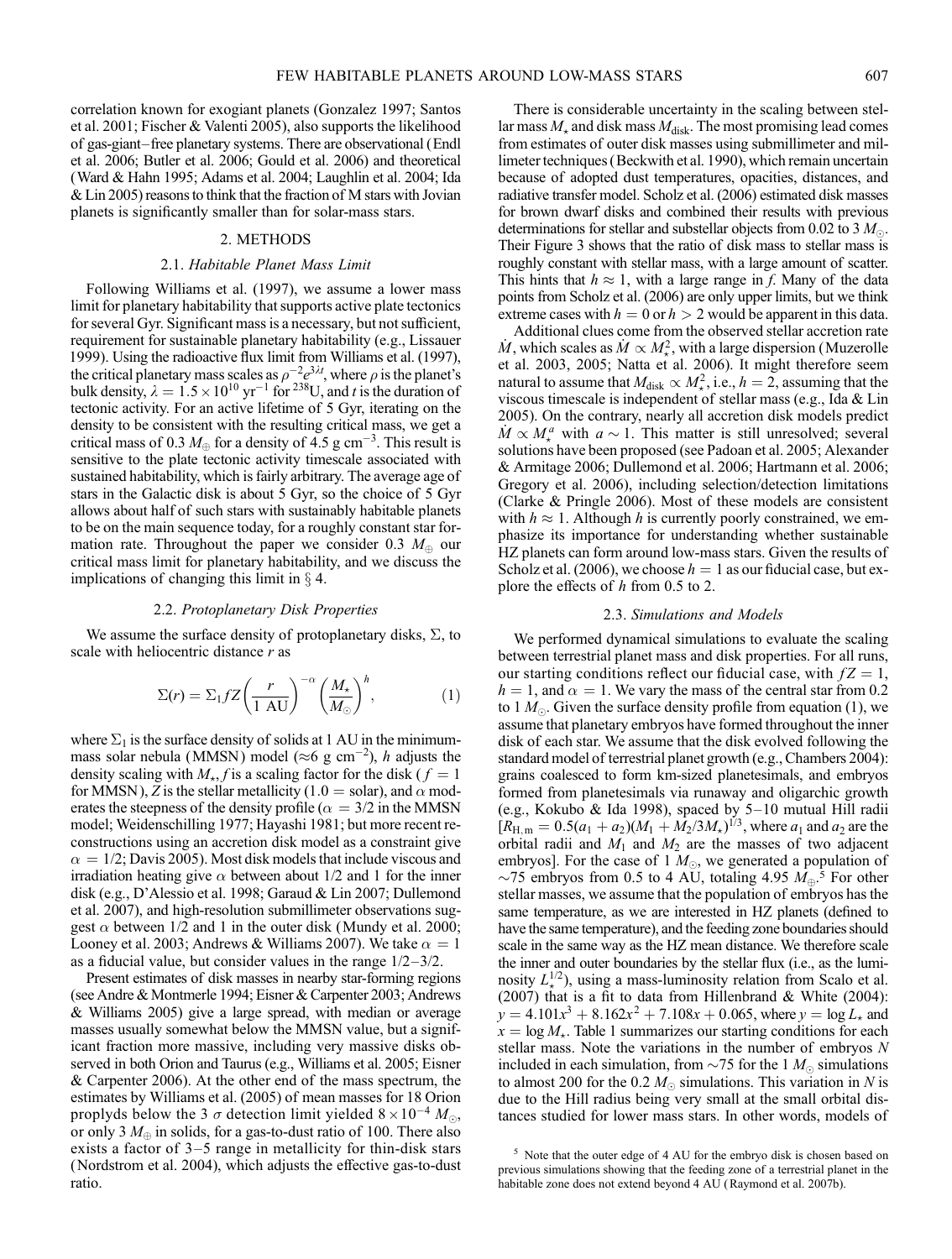correlation known for exogiant planets (Gonzalez 1997; Santos et al. 2001; Fischer & Valenti 2005), also supports the likelihood of gas-giant–free planetary systems. There are observational (Endl et al. 2006; Butler et al. 2006; Gould et al. 2006) and theoretical (Ward & Hahn 1995; Adams et al. 2004; Laughlin et al. 2004; Ida & Lin 2005) reasons to think that the fraction of M stars with Jovian planets is significantly smaller than for solar-mass stars.

## 2. METHODS

### 2.1. *Habitable Planet Mass Limit*

Following Williams et al. (1997), we assume a lower mass limit for planetary habitability that supports active plate tectonics for several Gyr. Significant mass is a necessary, but not sufficient, requirement for sustainable planetary habitability (e.g., Lissauer 1999). Using the radioactive flux limit from Williams et al. (1997), the critical planetary mass scales as $\rho^{-2}e^{3\lambda t}$, where $\rho$ is the planet's bulk density, $\lambda = 1.5 \times 10^{10}$ yr$^{-1}$ for $^{238}$U, and $t$ is the duration of tectonic activity. For an active lifetime of 5 Gyr, iterating on the density to be consistent with the resulting critical mass, we get a critical mass of 0.3 $M_\oplus$ for a density of 4.5 g cm$^{-3}$. This result is sensitive to the plate tectonic activity timescale associated with sustained habitability, which is fairly arbitrary. The average age of stars in the Galactic disk is about 5 Gyr, so the choice of 5 Gyr allows about half of such stars with sustainably habitable planets to be on the main sequence today, for a roughly constant star formation rate. Throughout the paper we consider 0.3 $M_\oplus$ our critical mass limit for planetary habitability, and we discuss the implications of changing this limit in § 4.

### 2.2. *Protoplanetary Disk Properties*

We assume the surface density of protoplanetary disks, $\Sigma$, to scale with heliocentric distance $r$ as

$$\Sigma(r) = \Sigma_1 f Z \left(\frac{r}{1\ \mathrm{AU}}\right)^{-\alpha} \left(\frac{M_\star}{M_\odot}\right)^{h}, \tag{1}$$

where $\Sigma_1$ is the surface density of solids at 1 AU in the minimum-mass solar nebula (MMSN) model ($\approx$6 g cm$^{-2}$), $h$ adjusts the density scaling with $M_\star$, $f$ is a scaling factor for the disk ($f = 1$ for MMSN), $Z$ is the stellar metallicity (1.0 = solar), and $\alpha$ moderates the steepness of the density profile ($\alpha = 3/2$ in the MMSN model; Weidenschilling 1977; Hayashi 1981; but more recent reconstructions using an accretion disk model as a constraint give $\alpha = 1/2$; Davis 2005). Most disk models that include viscous and irradiation heating give $\alpha$ between about 1/2 and 1 for the inner disk (e.g., D'Alessio et al. 1998; Garaud & Lin 2007; Dullemond et al. 2007), and high-resolution submillimeter observations suggest $\alpha$ between 1/2 and 1 in the outer disk (Mundy et al. 2000; Looney et al. 2003; Andrews & Williams 2007). We take $\alpha = 1$ as a fiducial value, but consider values in the range 1/2–3/2.

Present estimates of disk masses in nearby star-forming regions (see Andre & Montmerle 1994; Eisner & Carpenter 2003; Andrews & Williams 2005) give a large spread, with median or average masses usually somewhat below the MMSN value, but a significant fraction more massive, including very massive disks observed in both Orion and Taurus (e.g., Williams et al. 2005; Eisner & Carpenter 2006). At the other end of the mass spectrum, the estimates by Williams et al. (2005) of mean masses for 18 Orion proplyds below the 3 $\sigma$ detection limit yielded $8 \times 10^{-4}$ $M_\odot$, or only 3 $M_\oplus$ in solids, for a gas-to-dust ratio of 100. There also exists a factor of 3–5 range in metallicity for thin-disk stars (Nordstrom et al. 2004), which adjusts the effective gas-to-dust ratio.

There is considerable uncertainty in the scaling between stellar mass $M_\star$ and disk mass $M_{\rm disk}$. The most promising lead comes from estimates of outer disk masses using submillimeter and millimeter techniques (Beckwith et al. 1990), which remain uncertain because of adopted dust temperatures, opacities, distances, and radiative transfer model. Scholz et al. (2006) estimated disk masses for brown dwarf disks and combined their results with previous determinations for stellar and substellar objects from 0.02 to 3 $M_\odot$. Their Figure 3 shows that the ratio of disk mass to stellar mass is roughly constant with stellar mass, with a large amount of scatter. This hints that $h \approx 1$, with a large range in $f$. Many of the data points from Scholz et al. (2006) are only upper limits, but we think extreme cases with $h = 0$ or $h > 2$ would be apparent in this data.

Additional clues come from the observed stellar accretion rate $\dot{M}$, which scales as $\dot{M} \propto M_\star^2$, with a large dispersion (Muzerolle et al. 2003, 2005; Natta et al. 2006). It might therefore seem natural to assume that $M_{\rm disk} \propto M_\star^2$, i.e., $h = 2$, assuming that the viscous timescale is independent of stellar mass (e.g., Ida & Lin 2005). On the contrary, nearly all accretion disk models predict $\dot{M} \propto M_\star^a$ with $a \sim 1$. This matter is still unresolved; several solutions have been proposed (see Padoan et al. 2005; Alexander & Armitage 2006; Dullemond et al. 2006; Hartmann et al. 2006; Gregory et al. 2006), including selection/detection limitations (Clarke & Pringle 2006). Most of these models are consistent with $h \approx 1$. Although $h$ is currently poorly constrained, we emphasize its importance for understanding whether sustainable HZ planets can form around low-mass stars. Given the results of Scholz et al. (2006), we choose $h = 1$ as our fiducial case, but explore the effects of $h$ from 0.5 to 2.

### 2.3. *Simulations and Models*

We performed dynamical simulations to evaluate the scaling between terrestrial planet mass and disk properties. For all runs, our starting conditions reflect our fiducial case, with $fZ = 1$, $h = 1$, and $\alpha = 1$. We vary the mass of the central star from 0.2 to 1 $M_\odot$. Given the surface density profile from equation (1), we assume that planetary embryos have formed throughout the inner disk of each star. We assume that the disk evolved following the standard model of terrestrial planet growth (e.g., Chambers 2004): grains coalesced to form km-sized planetesimals, and embryos formed from planetesimals via runaway and oligarchic growth (e.g., Kokubo & Ida 1998), spaced by 5–10 mutual Hill radii [$R_{\rm H,m} = 0.5(a_1 + a_2)(M_1 + M_2/3M_\star)^{1/3}$, where $a_1$ and $a_2$ are the orbital radii and $M_1$ and $M_2$ are the masses of two adjacent embryos]. For the case of 1 $M_\odot$, we generated a population of $\sim$75 embryos from 0.5 to 4 AU, totaling 4.95 $M_\oplus$.[5] For other stellar masses, we assume that the population of embryos has the same temperature, as we are interested in HZ planets (defined to have the same temperature), and the feeding zone boundaries should scale in the same way as the HZ mean distance. We therefore scale the inner and outer boundaries by the stellar flux (i.e., as the luminosity $L_\star^{1/2}$), using a mass-luminosity relation from Scalo et al. (2007) that is a fit to data from Hillenbrand & White (2004): $y = 4.101x^3 + 8.162x^2 + 7.108x + 0.065$, where $y = \log L_\star$ and $x = \log M_\star$. Table 1 summarizes our starting conditions for each stellar mass. Note the variations in the number of embryos $N$ included in each simulation, from $\sim$75 for the 1 $M_\odot$ simulations to almost 200 for the 0.2 $M_\odot$ simulations. This variation in $N$ is due to the Hill radius being very small at the small orbital distances studied for lower mass stars. In other words, models of

[5] Note that the outer edge of 4 AU for the embryo disk is chosen based on previous simulations showing that the feeding zone of a terrestrial planet in the habitable zone does not extend beyond 4 AU (Raymond et al. 2007b).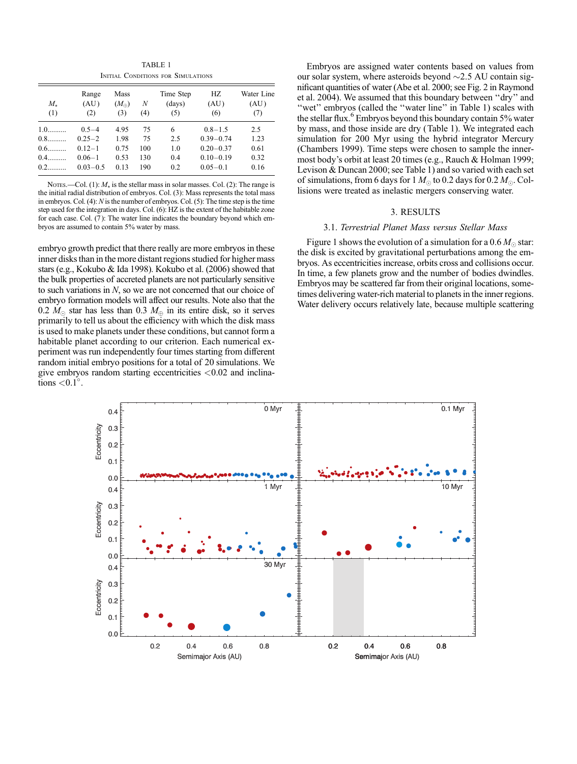TABLE 1

Initial Conditions for Simulations

| $M_*$ (1) | Range (AU) (2) | Mass ($M_\oplus$) (3) | $N$ (4) | Time Step (days) (5) | HZ (AU) (6) | Water Line (AU) (7) |
|---|---|---|---|---|---|---|
| 1.0.......... | 0.5–4 | 4.95 | 75 | 6 | 0.8–1.5 | 2.5 |
| 0.8.......... | 0.25–2 | 1.98 | 75 | 2.5 | 0.39–0.74 | 1.23 |
| 0.6.......... | 0.12–1 | 0.75 | 100 | 1.0 | 0.20–0.37 | 0.61 |
| 0.4.......... | 0.06–1 | 0.53 | 130 | 0.4 | 0.10–0.19 | 0.32 |
| 0.2.......... | 0.03–0.5 | 0.13 | 190 | 0.2 | 0.05–0.1 | 0.16 |

Notes.—Col. (1): $M_*$ is the stellar mass in solar masses. Col. (2): The range is the initial radial distribution of embryos. Col. (3): Mass represents the total mass in embryos. Col. (4): $N$ is the number of embryos. Col. (5): The time step is the time step used for the integration in days. Col. (6): HZ is the extent of the habitable zone for each case. Col. (7): The water line indicates the boundary beyond which embryos are assumed to contain 5% water by mass.

embryo growth predict that there really are more embryos in these inner disks than in the more distant regions studied for higher mass stars (e.g., Kokubo & Ida 1998). Kokubo et al. (2006) showed that the bulk properties of accreted planets are not particularly sensitive to such variations in $N$, so we are not concerned that our choice of embryo formation models will affect our results. Note also that the 0.2 $M_\odot$ star has less than 0.3 $M_\oplus$ in its entire disk, so it serves primarily to tell us about the efficiency with which the disk mass is used to make planets under these conditions, but cannot form a habitable planet according to our criterion. Each numerical experiment was run independently four times starting from different random initial embryo positions for a total of 20 simulations. We give embryos random starting eccentricities <0.02 and inclinations <0.1°.

Embryos are assigned water contents based on values from our solar system, where asteroids beyond ~2.5 AU contain significant quantities of water (Abe et al. 2000; see Fig. 2 in Raymond et al. 2004). We assumed that this boundary between "dry" and "wet" embryos (called the "water line" in Table 1) scales with the stellar flux.[6] Embryos beyond this boundary contain 5% water by mass, and those inside are dry (Table 1). We integrated each simulation for 200 Myr using the hybrid integrator Mercury (Chambers 1999). Time steps were chosen to sample the innermost body's orbit at least 20 times (e.g., Rauch & Holman 1999; Levison & Duncan 2000; see Table 1) and so varied with each set of simulations, from 6 days for 1 $M_\odot$ to 0.2 days for 0.2 $M_\odot$. Collisions were treated as inelastic mergers conserving water.

## 3. RESULTS

### 3.1. *Terrestrial Planet Mass versus Stellar Mass*

Figure 1 shows the evolution of a simulation for a 0.6 $M_\odot$ star: the disk is excited by gravitational perturbations among the embryos. As eccentricities increase, orbits cross and collisions occur. In time, a few planets grow and the number of bodies dwindles. Embryos may be scattered far from their original locations, sometimes delivering water-rich material to planets in the inner regions. Water delivery occurs relatively late, because multiple scattering

0 Myr
0.1 Myr
1 Myr
10 Myr
30 Myr
Eccentricity
0.0
0.1
0.2
0.3
0.4
Semimajor Axis (AU)
0.2
0.4
0.6
0.8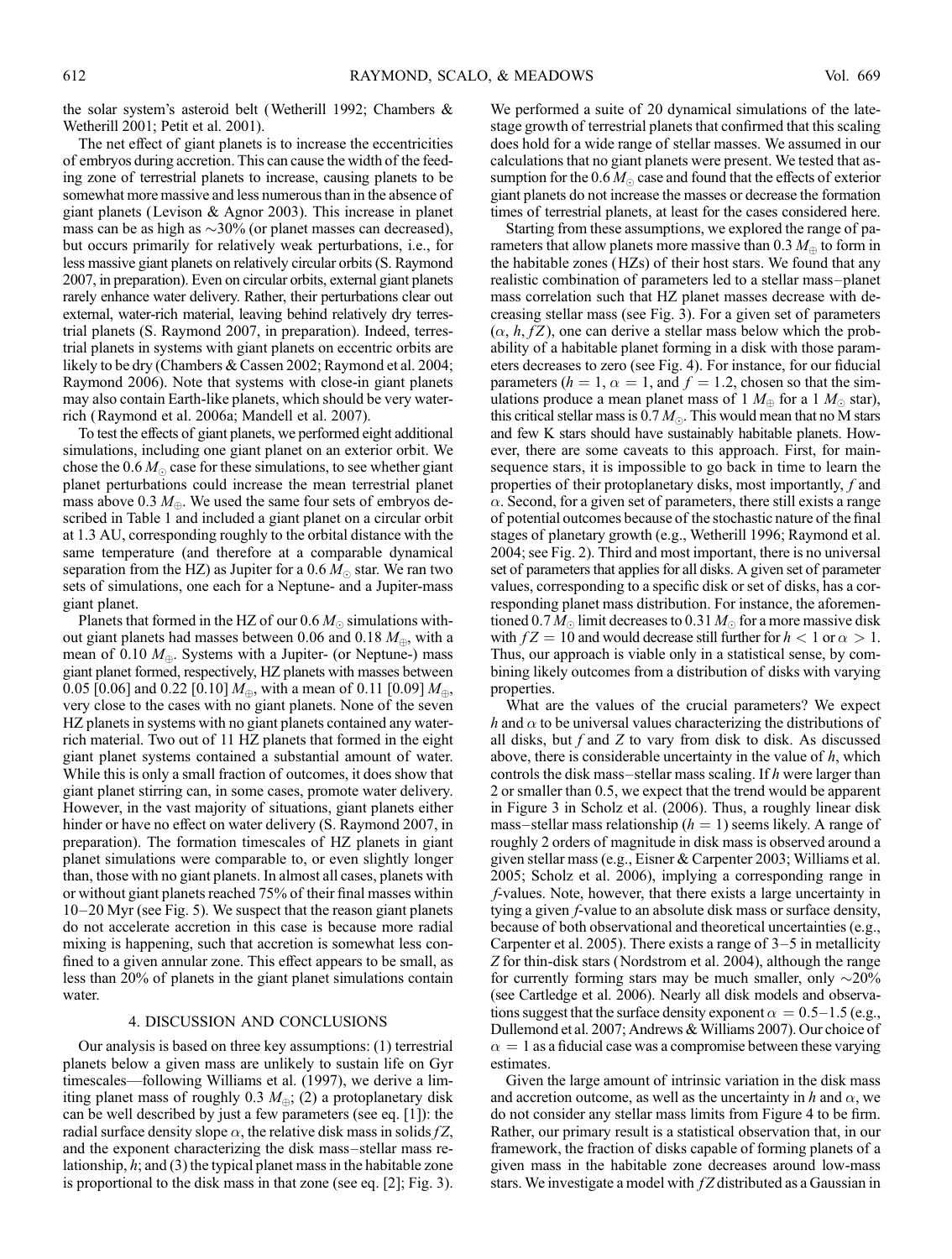the solar system's asteroid belt (Wetherill 1992; Chambers & Wetherill 2001; Petit et al. 2001).

The net effect of giant planets is to increase the eccentricities of embryos during accretion. This can cause the width of the feeding zone of terrestrial planets to increase, causing planets to be somewhat more massive and less numerous than in the absence of giant planets (Levison & Agnor 2003). This increase in planet mass can be as high as $\sim$30% (or planet masses can decreased), but occurs primarily for relatively weak perturbations, i.e., for less massive giant planets on relatively circular orbits (S. Raymond 2007, in preparation). Even on circular orbits, external giant planets rarely enhance water delivery. Rather, their perturbations clear out external, water-rich material, leaving behind relatively dry terrestrial planets (S. Raymond 2007, in preparation). Indeed, terrestrial planets in systems with giant planets on eccentric orbits are likely to be dry (Chambers & Cassen 2002; Raymond et al. 2004; Raymond 2006). Note that systems with close-in giant planets may also contain Earth-like planets, which should be very water-rich (Raymond et al. 2006a; Mandell et al. 2007).

To test the effects of giant planets, we performed eight additional simulations, including one giant planet on an exterior orbit. We chose the $0.6\,M_\odot$ case for these simulations, to see whether giant planet perturbations could increase the mean terrestrial planet mass above $0.3\,M_\oplus$. We used the same four sets of embryos described in Table 1 and included a giant planet on a circular orbit at 1.3 AU, corresponding roughly to the orbital distance with the same temperature (and therefore at a comparable dynamical separation from the HZ) as Jupiter for a $0.6\,M_\odot$ star. We ran two sets of simulations, one each for a Neptune- and a Jupiter-mass giant planet.

Planets that formed in the HZ of our $0.6\,M_\odot$ simulations without giant planets had masses between 0.06 and $0.18\,M_\oplus$, with a mean of $0.10\,M_\oplus$. Systems with a Jupiter- (or Neptune-) mass giant planet formed, respectively, HZ planets with masses between 0.05 [0.06] and 0.22 [0.10] $M_\oplus$, with a mean of 0.11 [0.09] $M_\oplus$, very close to the cases with no giant planets. None of the seven HZ planets in systems with no giant planets contained any water-rich material. Two out of 11 HZ planets that formed in the eight giant planet systems contained a substantial amount of water. While this is only a small fraction of outcomes, it does show that giant planet stirring can, in some cases, promote water delivery. However, in the vast majority of situations, giant planets either hinder or have no effect on water delivery (S. Raymond 2007, in preparation). The formation timescales of HZ planets in giant planet simulations were comparable to, or even slightly longer than, those with no giant planets. In almost all cases, planets with or without giant planets reached 75% of their final masses within 10–20 Myr (see Fig. 5). We suspect that the reason giant planets do not accelerate accretion in this case is because more radial mixing is happening, such that accretion is somewhat less confined to a given annular zone. This effect appears to be small, as less than 20% of planets in the giant planet simulations contain water.

## 4. DISCUSSION AND CONCLUSIONS

Our analysis is based on three key assumptions: (1) terrestrial planets below a given mass are unlikely to sustain life on Gyr timescales—following Williams et al. (1997), we derive a limiting planet mass of roughly $0.3\,M_\oplus$; (2) a protoplanetary disk can be well described by just a few parameters (see eq. [1]): the radial surface density slope $\alpha$, the relative disk mass in solids $fZ$, and the exponent characterizing the disk mass–stellar mass relationship, $h$; and (3) the typical planet mass in the habitable zone is proportional to the disk mass in that zone (see eq. [2]; Fig. 3). We performed a suite of 20 dynamical simulations of the late-stage growth of terrestrial planets that confirmed that this scaling does hold for a wide range of stellar masses. We assumed in our calculations that no giant planets were present. We tested that assumption for the $0.6\,M_\odot$ case and found that the effects of exterior giant planets do not increase the masses or decrease the formation times of terrestrial planets, at least for the cases considered here.

Starting from these assumptions, we explored the range of parameters that allow planets more massive than $0.3\,M_\oplus$ to form in the habitable zones (HZs) of their host stars. We found that any realistic combination of parameters led to a stellar mass–planet mass correlation such that HZ planet masses decrease with decreasing stellar mass (see Fig. 3). For a given set of parameters ($\alpha$, $h$, $fZ$), one can derive a stellar mass below which the probability of a habitable planet forming in a disk with those parameters decreases to zero (see Fig. 4). For instance, for our fiducial parameters ($h = 1$, $\alpha = 1$, and $f = 1.2$, chosen so that the simulations produce a mean planet mass of $1\,M_\oplus$ for a $1\,M_\odot$ star), this critical stellar mass is $0.7\,M_\odot$. This would mean that no M stars and few K stars should have sustainably habitable planets. However, there are some caveats to this approach. First, for main-sequence stars, it is impossible to go back in time to learn the properties of their protoplanetary disks, most importantly, $f$ and $\alpha$. Second, for a given set of parameters, there still exists a range of potential outcomes because of the stochastic nature of the final stages of planetary growth (e.g., Wetherill 1996; Raymond et al. 2004; see Fig. 2). Third and most important, there is no universal set of parameters that applies for all disks. A given set of parameter values, corresponding to a specific disk or set of disks, has a corresponding planet mass distribution. For instance, the aforementioned $0.7\,M_\odot$ limit decreases to $0.31\,M_\odot$ for a more massive disk with $fZ = 10$ and would decrease still further for $h < 1$ or $\alpha > 1$. Thus, our approach is viable only in a statistical sense, by combining likely outcomes from a distribution of disks with varying properties.

What are the values of the crucial parameters? We expect $h$ and $\alpha$ to be universal values characterizing the distributions of all disks, but $f$ and $Z$ to vary from disk to disk. As discussed above, there is considerable uncertainty in the value of $h$, which controls the disk mass–stellar mass scaling. If $h$ were larger than 2 or smaller than 0.5, we expect that the trend would be apparent in Figure 3 in Scholz et al. (2006). Thus, a roughly linear disk mass–stellar mass relationship ($h = 1$) seems likely. A range of roughly 2 orders of magnitude in disk mass is observed around a given stellar mass (e.g., Eisner & Carpenter 2003; Williams et al. 2005; Scholz et al. 2006), implying a corresponding range in $f$-values. Note, however, that there exists a large uncertainty in tying a given $f$-value to an absolute disk mass or surface density, because of both observational and theoretical uncertainties (e.g., Carpenter et al. 2005). There exists a range of 3–5 in metallicity $Z$ for thin-disk stars (Nordstrom et al. 2004), although the range for currently forming stars may be much smaller, only $\sim$20% (see Cartledge et al. 2006). Nearly all disk models and observations suggest that the surface density exponent $\alpha = 0.5$–1.5 (e.g., Dullemond et al. 2007; Andrews & Williams 2007). Our choice of $\alpha = 1$ as a fiducial case was a compromise between these varying estimates.

Given the large amount of intrinsic variation in the disk mass and accretion outcome, as well as the uncertainty in $h$ and $\alpha$, we do not consider any stellar mass limits from Figure 4 to be firm. Rather, our primary result is a statistical observation that, in our framework, the fraction of disks capable of forming planets of a given mass in the habitable zone decreases around low-mass stars. We investigate a model with $fZ$ distributed as a Gaussian in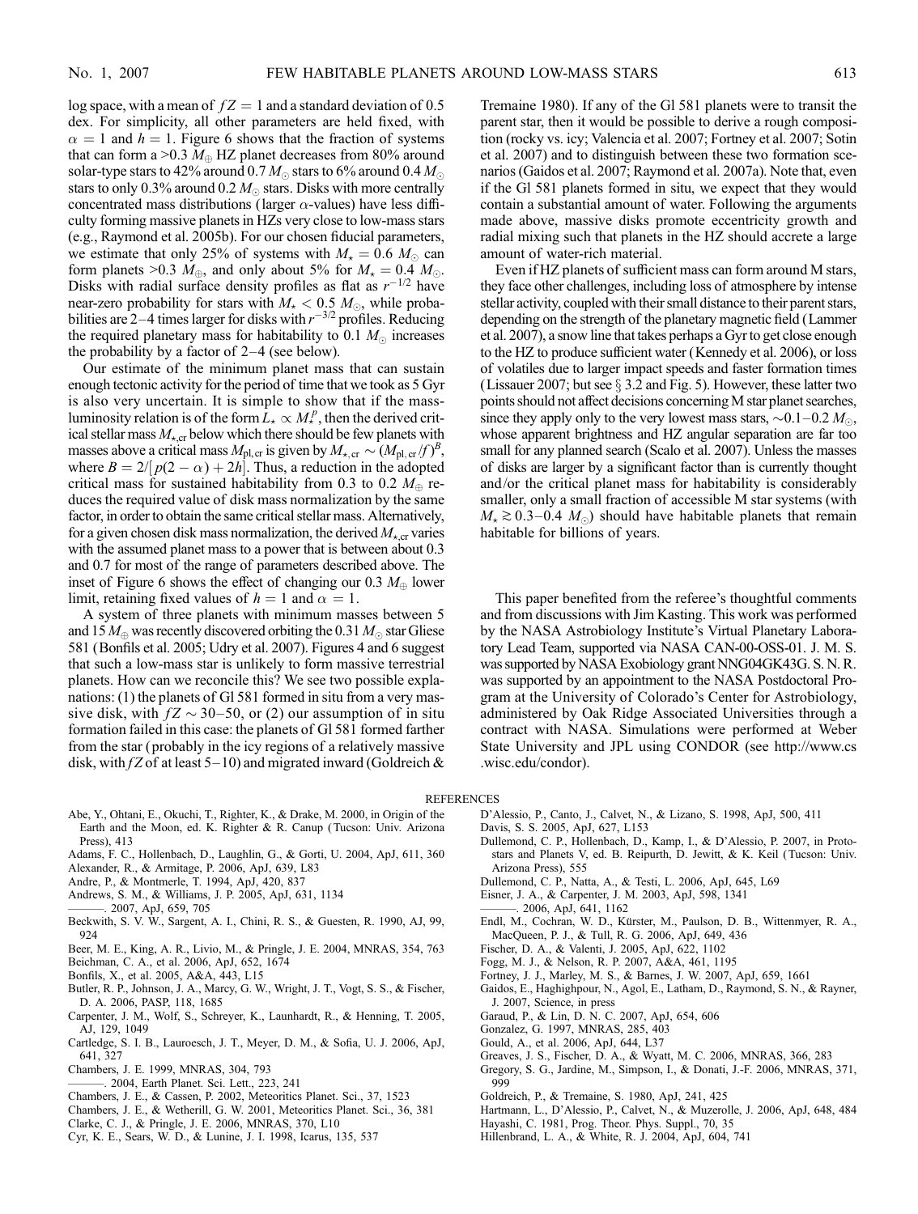log space, with a mean of $fZ = 1$ and a standard deviation of 0.5 dex. For simplicity, all other parameters are held fixed, with $\alpha = 1$ and $h = 1$. Figure 6 shows that the fraction of systems that can form a $>0.3\ M_\oplus$ HZ planet decreases from 80% around solar-type stars to 42% around $0.7\ M_\odot$ stars to 6% around $0.4\ M_\odot$ stars to only 0.3% around $0.2\ M_\odot$ stars. Disks with more centrally concentrated mass distributions (larger $\alpha$-values) have less difficulty forming massive planets in HZs very close to low-mass stars (e.g., Raymond et al. 2005b). For our chosen fiducial parameters, we estimate that only 25% of systems with $M_\star = 0.6\ M_\odot$ can form planets $>0.3\ M_\oplus$, and only about 5% for $M_\star = 0.4\ M_\odot$. Disks with radial surface density profiles as flat as $r^{-1/2}$ have near-zero probability for stars with $M_\star < 0.5\ M_\odot$, while probabilities are 2–4 times larger for disks with $r^{-3/2}$ profiles. Reducing the required planetary mass for habitability to $0.1\ M_\odot$ increases the probability by a factor of 2–4 (see below).

Our estimate of the minimum planet mass that can sustain enough tectonic activity for the period of time that we took as 5 Gyr is also very uncertain. It is simple to show that if the mass-luminosity relation is of the form $L_\star \propto M_\star^p$, then the derived critical stellar mass $M_{\star,\rm cr}$ below which there should be few planets with masses above a critical mass $M_{\rm pl,cr}$ is given by $M_{\star,\rm cr} \sim (M_{\rm pl,cr}/f)^B$, where $B = 2/[p(2-\alpha) + 2h]$. Thus, a reduction in the adopted critical mass for sustained habitability from 0.3 to $0.2\ M_\oplus$ reduces the required value of disk mass normalization by the same factor, in order to obtain the same critical stellar mass. Alternatively, for a given chosen disk mass normalization, the derived $M_{\star,\rm cr}$ varies with the assumed planet mass to a power that is between about 0.3 and 0.7 for most of the range of parameters described above. The inset of Figure 6 shows the effect of changing our $0.3\ M_\oplus$ lower limit, retaining fixed values of $h = 1$ and $\alpha = 1$.

A system of three planets with minimum masses between 5 and $15\ M_\oplus$ was recently discovered orbiting the $0.31\ M_\odot$ star Gliese 581 (Bonfils et al. 2005; Udry et al. 2007). Figures 4 and 6 suggest that such a low-mass star is unlikely to form massive terrestrial planets. How can we reconcile this? We see two possible explanations: (1) the planets of Gl 581 formed in situ from a very massive disk, with $fZ \sim 30$–50, or (2) our assumption of in situ formation failed in this case: the planets of Gl 581 formed farther from the star (probably in the icy regions of a relatively massive disk, with $fZ$ of at least 5–10) and migrated inward (Goldreich & Tremaine 1980). If any of the Gl 581 planets were to transit the parent star, then it would be possible to derive a rough composition (rocky vs. icy; Valencia et al. 2007; Fortney et al. 2007; Sotin et al. 2007) and to distinguish between these two formation scenarios (Gaidos et al. 2007; Raymond et al. 2007a). Note that, even if the Gl 581 planets formed in situ, we expect that they would contain a substantial amount of water. Following the arguments made above, massive disks promote eccentricity growth and radial mixing such that planets in the HZ should accrete a large amount of water-rich material.

Even if HZ planets of sufficient mass can form around M stars, they face other challenges, including loss of atmosphere by intense stellar activity, coupled with their small distance to their parent stars, depending on the strength of the planetary magnetic field (Lammer et al. 2007), a snow line that takes perhaps a Gyr to get close enough to the HZ to produce sufficient water (Kennedy et al. 2006), or loss of volatiles due to larger impact speeds and faster formation times (Lissauer 2007; but see § 3.2 and Fig. 5). However, these latter two points should not affect decisions concerning M star planet searches, since they apply only to the very lowest mass stars, $\sim 0.1$–$0.2\ M_\odot$, whose apparent brightness and HZ angular separation are far too small for any planned search (Scalo et al. 2007). Unless the masses of disks are larger by a significant factor than is currently thought and/or the critical planet mass for habitability is considerably smaller, only a small fraction of accessible M star systems (with $M_\star \gtrsim 0.3$–$0.4\ M_\odot$) should have habitable planets that remain habitable for billions of years.

This paper benefited from the referee's thoughtful comments and from discussions with Jim Kasting. This work was performed by the NASA Astrobiology Institute's Virtual Planetary Laboratory Lead Team, supported via NASA CAN-00-OSS-01. J. M. S. was supported by NASA Exobiology grant NNG04GK43G. S. N. R. was supported by an appointment to the NASA Postdoctoral Program at the University of Colorado's Center for Astrobiology, administered by Oak Ridge Associated Universities through a contract with NASA. Simulations were performed at Weber State University and JPL using CONDOR (see http://www.cs.wisc.edu/condor).

## REFERENCES

Abe, Y., Ohtani, E., Okuchi, T., Righter, K., & Drake, M. 2000, in Origin of the Earth and the Moon, ed. K. Righter & R. Canup (Tucson: Univ. Arizona Press), 413

Adams, F. C., Hollenbach, D., Laughlin, G., & Gorti, U. 2004, ApJ, 611, 360

Alexander, R., & Armitage, P. 2006, ApJ, 639, L83

Andre, P., & Montmerle, T. 1994, ApJ, 420, 837

Andrews, S. M., & Williams, J. P. 2005, ApJ, 631, 1134

———. 2007, ApJ, 659, 705

Beckwith, S. V. W., Sargent, A. I., Chini, R. S., & Guesten, R. 1990, AJ, 99, 924

Beer, M. E., King, A. R., Livio, M., & Pringle, J. E. 2004, MNRAS, 354, 763

Beichman, C. A., et al. 2006, ApJ, 652, 1674

Bonfils, X., et al. 2005, A&A, 443, L15

Butler, R. P., Johnson, J. A., Marcy, G. W., Wright, J. T., Vogt, S. S., & Fischer, D. A. 2006, PASP, 118, 1685

Carpenter, J. M., Wolf, S., Schreyer, K., Launhardt, R., & Henning, T. 2005, AJ, 129, 1049

Cartledge, S. I. B., Lauroesch, J. T., Meyer, D. M., & Sofia, U. J. 2006, ApJ, 641, 327

Chambers, J. E. 1999, MNRAS, 304, 793

———. 2004, Earth Planet. Sci. Lett., 223, 241

Chambers, J. E., & Cassen, P. 2002, Meteoritics Planet. Sci., 37, 1523

Chambers, J. E., & Wetherill, G. W. 2001, Meteoritics Planet. Sci., 36, 381

Clarke, C. J., & Pringle, J. E. 2006, MNRAS, 370, L10

Cyr, K. E., Sears, W. D., & Lunine, J. I. 1998, Icarus, 135, 537

D'Alessio, P., Canto, J., Calvet, N., & Lizano, S. 1998, ApJ, 500, 411

Davis, S. S. 2005, ApJ, 627, L153

Dullemond, C. P., Hollenbach, D., Kamp, I., & D'Alessio, P. 2007, in Protostars and Planets V, ed. B. Reipurth, D. Jewitt, & K. Keil (Tucson: Univ. Arizona Press), 555

Dullemond, C. P., Natta, A., & Testi, L. 2006, ApJ, 645, L69

Eisner, J. A., & Carpenter, J. M. 2003, ApJ, 598, 1341

———. 2006, ApJ, 641, 1162

Endl, M., Cochran, W. D., Kürster, M., Paulson, D. B., Wittenmyer, R. A., MacQueen, P. J., & Tull, R. G. 2006, ApJ, 649, 436

Fischer, D. A., & Valenti, J. 2005, ApJ, 622, 1102

Fogg, M. J., & Nelson, R. P. 2007, A&A, 461, 1195

Fortney, J. J., Marley, M. S., & Barnes, J. W. 2007, ApJ, 659, 1661

Gaidos, E., Haghighipour, N., Agol, E., Latham, D., Raymond, S. N., & Rayner, J. 2007, Science, in press

Garaud, P., & Lin, D. N. C. 2007, ApJ, 654, 606

Gonzalez, G. 1997, MNRAS, 285, 403

Gould, A., et al. 2006, ApJ, 644, L37

Greaves, J. S., Fischer, D. A., & Wyatt, M. C. 2006, MNRAS, 366, 283

Gregory, S. G., Jardine, M., Simpson, I., & Donati, J.-F. 2006, MNRAS, 371, 999

Goldreich, P., & Tremaine, S. 1980, ApJ, 241, 425

Hartmann, L., D'Alessio, P., Calvet, N., & Muzerolle, J. 2006, ApJ, 648, 484

Hayashi, C. 1981, Prog. Theor. Phys. Suppl., 70, 35

Hillenbrand, L. A., & White, R. J. 2004, ApJ, 604, 741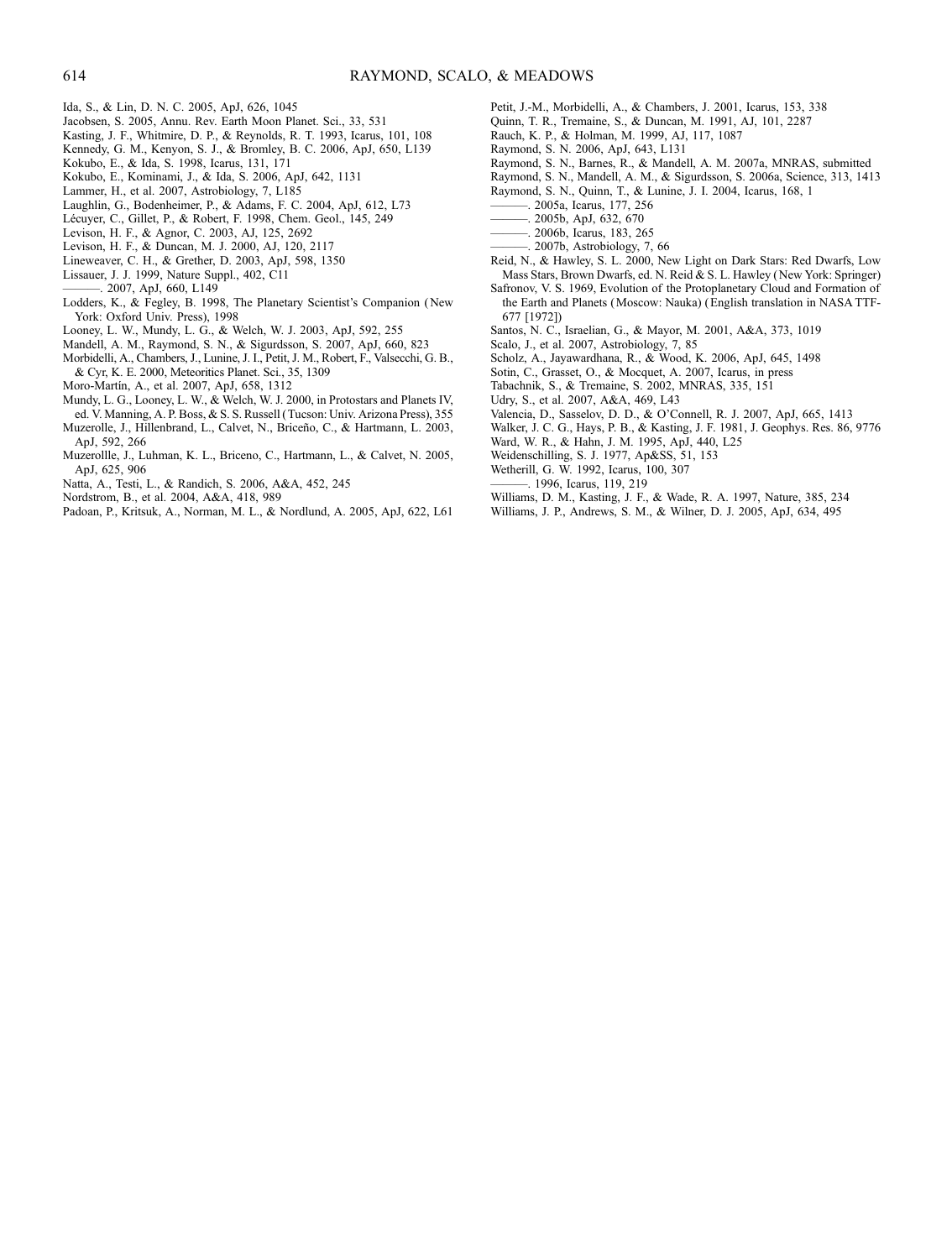Ida, S., & Lin, D. N. C. 2005, ApJ, 626, 1045

Jacobsen, S. 2005, Annu. Rev. Earth Moon Planet. Sci., 33, 531

Kasting, J. F., Whitmire, D. P., & Reynolds, R. T. 1993, Icarus, 101, 108

Kennedy, G. M., Kenyon, S. J., & Bromley, B. C. 2006, ApJ, 650, L139

Kokubo, E., & Ida, S. 1998, Icarus, 131, 171

Kokubo, E., Kominami, J., & Ida, S. 2006, ApJ, 642, 1131

Lammer, H., et al. 2007, Astrobiology, 7, L185

Laughlin, G., Bodenheimer, P., & Adams, F. C. 2004, ApJ, 612, L73

Lécuyer, C., Gillet, P., & Robert, F. 1998, Chem. Geol., 145, 249

Levison, H. F., & Agnor, C. 2003, AJ, 125, 2692

Levison, H. F., & Duncan, M. J. 2000, AJ, 120, 2117

Lineweaver, C. H., & Grether, D. 2003, ApJ, 598, 1350

Lissauer, J. J. 1999, Nature Suppl., 402, C11

———. 2007, ApJ, 660, L149

Lodders, K., & Fegley, B. 1998, The Planetary Scientist's Companion (New York: Oxford Univ. Press), 1998

Looney, L. W., Mundy, L. G., & Welch, W. J. 2003, ApJ, 592, 255

Mandell, A. M., Raymond, S. N., & Sigurdsson, S. 2007, ApJ, 660, 823

Morbidelli, A., Chambers, J., Lunine, J. I., Petit, J. M., Robert, F., Valsecchi, G. B., & Cyr, K. E. 2000, Meteoritics Planet. Sci., 35, 1309

Moro-Martín, A., et al. 2007, ApJ, 658, 1312

Mundy, L. G., Looney, L. W., & Welch, W. J. 2000, in Protostars and Planets IV, ed. V. Manning, A. P. Boss, & S. S. Russell (Tucson: Univ. Arizona Press), 355

Muzerolle, J., Hillenbrand, L., Calvet, N., Briceño, C., & Hartmann, L. 2003, ApJ, 592, 266

Muzerollle, J., Luhman, K. L., Briceno, C., Hartmann, L., & Calvet, N. 2005, ApJ, 625, 906

Natta, A., Testi, L., & Randich, S. 2006, A&A, 452, 245

Nordstrom, B., et al. 2004, A&A, 418, 989

Padoan, P., Kritsuk, A., Norman, M. L., & Nordlund, A. 2005, ApJ, 622, L61

Petit, J.-M., Morbidelli, A., & Chambers, J. 2001, Icarus, 153, 338

Quinn, T. R., Tremaine, S., & Duncan, M. 1991, AJ, 101, 2287

Rauch, K. P., & Holman, M. 1999, AJ, 117, 1087

Raymond, S. N. 2006, ApJ, 643, L131

Raymond, S. N., Barnes, R., & Mandell, A. M. 2007a, MNRAS, submitted

Raymond, S. N., Mandell, A. M., & Sigurdsson, S. 2006a, Science, 313, 1413

Raymond, S. N., Quinn, T., & Lunine, J. I. 2004, Icarus, 168, 1

———. 2005a, Icarus, 177, 256

———. 2005b, ApJ, 632, 670

———. 2006b, Icarus, 183, 265

———. 2007b, Astrobiology, 7, 66

Reid, N., & Hawley, S. L. 2000, New Light on Dark Stars: Red Dwarfs, Low Mass Stars, Brown Dwarfs, ed. N. Reid & S. L. Hawley (New York: Springer)

Safronov, V. S. 1969, Evolution of the Protoplanetary Cloud and Formation of the Earth and Planets (Moscow: Nauka) (English translation in NASA TTF-677 [1972])

Santos, N. C., Israelian, G., & Mayor, M. 2001, A&A, 373, 1019

Scalo, J., et al. 2007, Astrobiology, 7, 85

Scholz, A., Jayawardhana, R., & Wood, K. 2006, ApJ, 645, 1498

Sotin, C., Grasset, O., & Mocquet, A. 2007, Icarus, in press

Tabachnik, S., & Tremaine, S. 2002, MNRAS, 335, 151

Udry, S., et al. 2007, A&A, 469, L43

Valencia, D., Sasselov, D. D., & O'Connell, R. J. 2007, ApJ, 665, 1413

Walker, J. C. G., Hays, P. B., & Kasting, J. F. 1981, J. Geophys. Res. 86, 9776

Ward, W. R., & Hahn, J. M. 1995, ApJ, 440, L25

Weidenschilling, S. J. 1977, Ap&SS, 51, 153

Wetherill, G. W. 1992, Icarus, 100, 307

———. 1996, Icarus, 119, 219

Williams, D. M., Kasting, J. F., & Wade, R. A. 1997, Nature, 385, 234

Williams, J. P., Andrews, S. M., & Wilner, D. J. 2005, ApJ, 634, 495